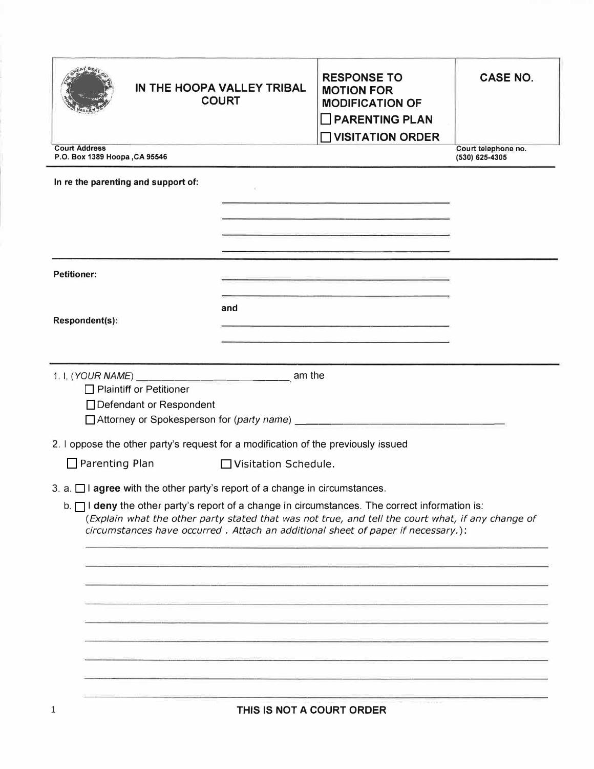| IN THE HOOPA VALLEY TRIBAL COURT | RESPONSE TO MOTION FOR MODIFICATION OF ☐ PARENTING PLAN ☐ VISITATION ORDER | CASE NO. |
|---|---|---|
| **Court Address** P.O. Box 1389 Hoopa ,CA 95546 | | **Court telephone no.** (530) 625-4305 |

**In re the parenting and support of:**

______________________________

______________________________

______________________________

______________________________

**Petitioner:** ______________________________

______________________________

**and**

**Respondent(s):** ______________________________

______________________________

1. I, (*YOUR NAME*) ______________________________ am the

   ☐ Plaintiff or Petitioner

   ☐ Defendant or Respondent

   ☐ Attorney or Spokesperson for (*party name*) ______________________________

2. I oppose the other party's request for a modification of the previously issued

   ☐ Parenting Plan ☐ Visitation Schedule.

3. a. ☐ I **agree** with the other party's report of a change in circumstances.

   b. ☐ I **deny** the other party's report of a change in circumstances. The correct information is: (*Explain what the other party stated that was not true, and tell the court what, if any change of circumstances have occurred . Attach an additional sheet of paper if necessary.*):

   ______________________________________________________________________

   ______________________________________________________________________

   ______________________________________________________________________

   ______________________________________________________________________

   ______________________________________________________________________

   ______________________________________________________________________

   ______________________________________________________________________

   ______________________________________________________________________

   ______________________________________________________________________

**THIS IS NOT A COURT ORDER**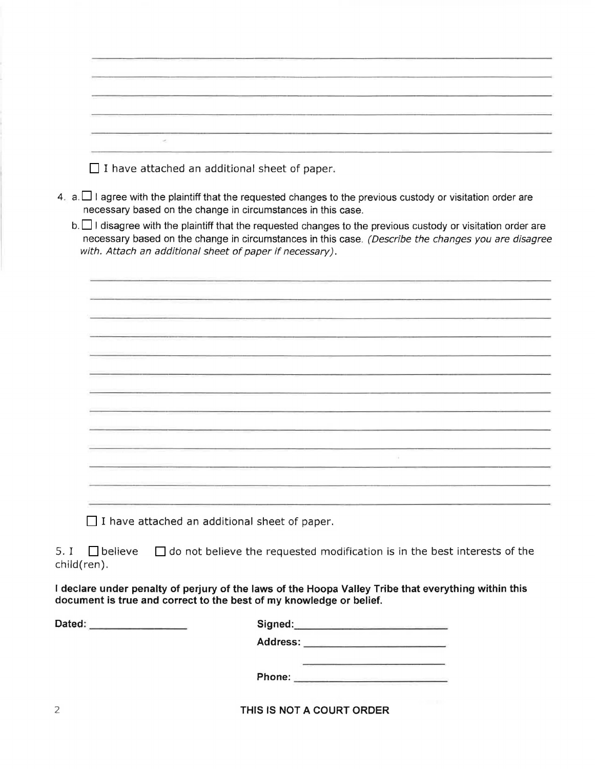\_\_\_\_\_\_\_\_\_\_\_\_\_\_\_\_\_\_\_\_\_\_\_\_\_\_\_\_\_\_\_\_\_\_\_\_\_\_\_\_\_\_\_\_\_\_\_\_\_\_\_\_\_\_\_\_\_\_\_\_

\_\_\_\_\_\_\_\_\_\_\_\_\_\_\_\_\_\_\_\_\_\_\_\_\_\_\_\_\_\_\_\_\_\_\_\_\_\_\_\_\_\_\_\_\_\_\_\_\_\_\_\_\_\_\_\_\_\_\_\_

\_\_\_\_\_\_\_\_\_\_\_\_\_\_\_\_\_\_\_\_\_\_\_\_\_\_\_\_\_\_\_\_\_\_\_\_\_\_\_\_\_\_\_\_\_\_\_\_\_\_\_\_\_\_\_\_\_\_\_\_

\_\_\_\_\_\_\_\_\_\_\_\_\_\_\_\_\_\_\_\_\_\_\_\_\_\_\_\_\_\_\_\_\_\_\_\_\_\_\_\_\_\_\_\_\_\_\_\_\_\_\_\_\_\_\_\_\_\_\_\_

\_\_\_\_\_\_\_\_\_\_\_\_\_\_\_\_\_\_\_\_\_\_\_\_\_\_\_\_\_\_\_\_\_\_\_\_\_\_\_\_\_\_\_\_\_\_\_\_\_\_\_\_\_\_\_\_\_\_\_\_

\_\_\_\_\_\_\_\_\_\_\_\_\_\_\_\_\_\_\_\_\_\_\_\_\_\_\_\_\_\_\_\_\_\_\_\_\_\_\_\_\_\_\_\_\_\_\_\_\_\_\_\_\_\_\_\_\_\_\_\_

☐ I have attached an additional sheet of paper.

4. a. ☐ I agree with the plaintiff that the requested changes to the previous custody or visitation order are necessary based on the change in circumstances in this case.

   b. ☐ I disagree with the plaintiff that the requested changes to the previous custody or visitation order are necessary based on the change in circumstances in this case. *(Describe the changes you are disagree with. Attach an additional sheet of paper if necessary).*

\_\_\_\_\_\_\_\_\_\_\_\_\_\_\_\_\_\_\_\_\_\_\_\_\_\_\_\_\_\_\_\_\_\_\_\_\_\_\_\_\_\_\_\_\_\_\_\_\_\_\_\_\_\_\_\_\_\_\_\_

\_\_\_\_\_\_\_\_\_\_\_\_\_\_\_\_\_\_\_\_\_\_\_\_\_\_\_\_\_\_\_\_\_\_\_\_\_\_\_\_\_\_\_\_\_\_\_\_\_\_\_\_\_\_\_\_\_\_\_\_

\_\_\_\_\_\_\_\_\_\_\_\_\_\_\_\_\_\_\_\_\_\_\_\_\_\_\_\_\_\_\_\_\_\_\_\_\_\_\_\_\_\_\_\_\_\_\_\_\_\_\_\_\_\_\_\_\_\_\_\_

\_\_\_\_\_\_\_\_\_\_\_\_\_\_\_\_\_\_\_\_\_\_\_\_\_\_\_\_\_\_\_\_\_\_\_\_\_\_\_\_\_\_\_\_\_\_\_\_\_\_\_\_\_\_\_\_\_\_\_\_

\_\_\_\_\_\_\_\_\_\_\_\_\_\_\_\_\_\_\_\_\_\_\_\_\_\_\_\_\_\_\_\_\_\_\_\_\_\_\_\_\_\_\_\_\_\_\_\_\_\_\_\_\_\_\_\_\_\_\_\_

\_\_\_\_\_\_\_\_\_\_\_\_\_\_\_\_\_\_\_\_\_\_\_\_\_\_\_\_\_\_\_\_\_\_\_\_\_\_\_\_\_\_\_\_\_\_\_\_\_\_\_\_\_\_\_\_\_\_\_\_

\_\_\_\_\_\_\_\_\_\_\_\_\_\_\_\_\_\_\_\_\_\_\_\_\_\_\_\_\_\_\_\_\_\_\_\_\_\_\_\_\_\_\_\_\_\_\_\_\_\_\_\_\_\_\_\_\_\_\_\_

\_\_\_\_\_\_\_\_\_\_\_\_\_\_\_\_\_\_\_\_\_\_\_\_\_\_\_\_\_\_\_\_\_\_\_\_\_\_\_\_\_\_\_\_\_\_\_\_\_\_\_\_\_\_\_\_\_\_\_\_

\_\_\_\_\_\_\_\_\_\_\_\_\_\_\_\_\_\_\_\_\_\_\_\_\_\_\_\_\_\_\_\_\_\_\_\_\_\_\_\_\_\_\_\_\_\_\_\_\_\_\_\_\_\_\_\_\_\_\_\_

\_\_\_\_\_\_\_\_\_\_\_\_\_\_\_\_\_\_\_\_\_\_\_\_\_\_\_\_\_\_\_\_\_\_\_\_\_\_\_\_\_\_\_\_\_\_\_\_\_\_\_\_\_\_\_\_\_\_\_\_

\_\_\_\_\_\_\_\_\_\_\_\_\_\_\_\_\_\_\_\_\_\_\_\_\_\_\_\_\_\_\_\_\_\_\_\_\_\_\_\_\_\_\_\_\_\_\_\_\_\_\_\_\_\_\_\_\_\_\_\_

\_\_\_\_\_\_\_\_\_\_\_\_\_\_\_\_\_\_\_\_\_\_\_\_\_\_\_\_\_\_\_\_\_\_\_\_\_\_\_\_\_\_\_\_\_\_\_\_\_\_\_\_\_\_\_\_\_\_\_\_

\_\_\_\_\_\_\_\_\_\_\_\_\_\_\_\_\_\_\_\_\_\_\_\_\_\_\_\_\_\_\_\_\_\_\_\_\_\_\_\_\_\_\_\_\_\_\_\_\_\_\_\_\_\_\_\_\_\_\_\_

☐ I have attached an additional sheet of paper.

5. I ☐ believe ☐ do not believe the requested modification is in the best interests of the child(ren).

**I declare under penalty of perjury of the laws of the Hoopa Valley Tribe that everything within this document is true and correct to the best of my knowledge or belief.**

**Dated:** \_\_\_\_\_\_\_\_\_\_\_\_\_\_\_\_ **Signed:** \_\_\_\_\_\_\_\_\_\_\_\_\_\_\_\_\_\_\_\_\_\_\_\_

**Address:** \_\_\_\_\_\_\_\_\_\_\_\_\_\_\_\_\_\_\_\_\_\_\_\_

\_\_\_\_\_\_\_\_\_\_\_\_\_\_\_\_\_\_\_\_\_\_\_\_

**Phone:** \_\_\_\_\_\_\_\_\_\_\_\_\_\_\_\_\_\_\_\_\_\_\_\_

**THIS IS NOT A COURT ORDER**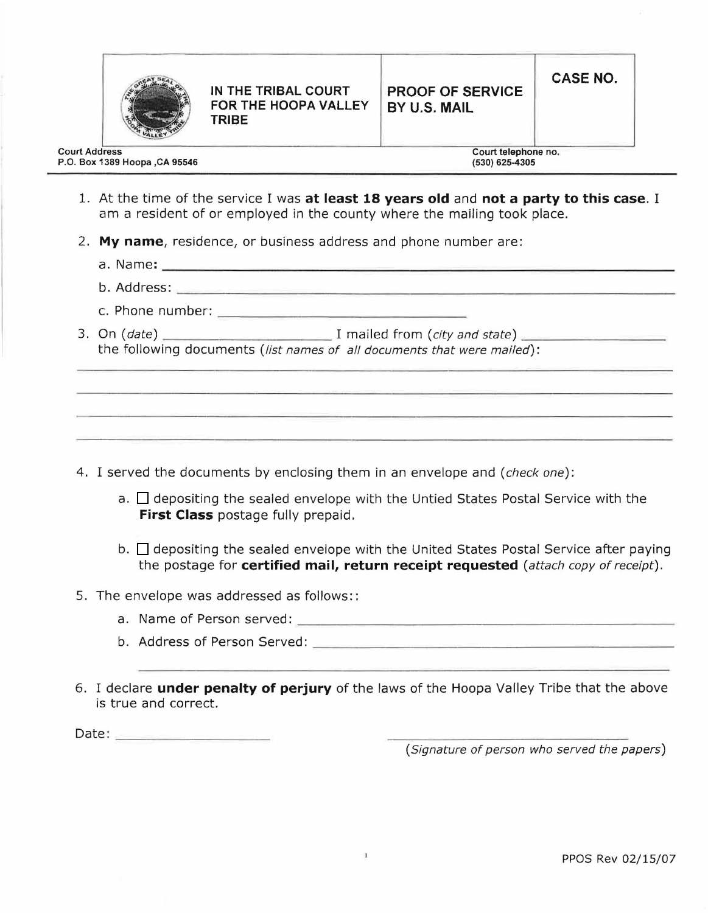| | | | |
|---|---|---|---|
| | **IN THE TRIBAL COURT FOR THE HOOPA VALLEY TRIBE** | **PROOF OF SERVICE BY U.S. MAIL** | **CASE NO.** |

Court Address
P.O. Box 1389 Hoopa ,CA 95546

Court telephone no.
(530) 625-4305

1. At the time of the service I was **at least 18 years old** and **not a party to this case**. I am a resident of or employed in the county where the mailing took place.

2. **My name**, residence, or business address and phone number are:

   a. Name**:** ______________________________________________

   b. Address: ______________________________________________

   c. Phone number: ______________________________

3. On (*date*) ____________________ I mailed from (*city and state*) __________________ the following documents (*list names of all documents that were mailed*):

______________________________________________________________

______________________________________________________________

______________________________________________________________

______________________________________________________________

4. I served the documents by enclosing them in an envelope and (*check one*):

   a. ☐ depositing the sealed envelope with the Untied States Postal Service with the **First Class** postage fully prepaid.

   b. ☐ depositing the sealed envelope with the United States Postal Service after paying the postage for **certified mail, return receipt requested** (*attach copy of receipt*).

5. The envelope was addressed as follows::

   a. Name of Person served: ______________________________________

   b. Address of Person Served: ___________________________________

   ______________________________________________________________

6. I declare **under penalty of perjury** of the laws of the Hoopa Valley Tribe that the above is true and correct.

Date: ____________________

______________________________
(*Signature of person who served the papers*)

PPOS Rev 02/15/07